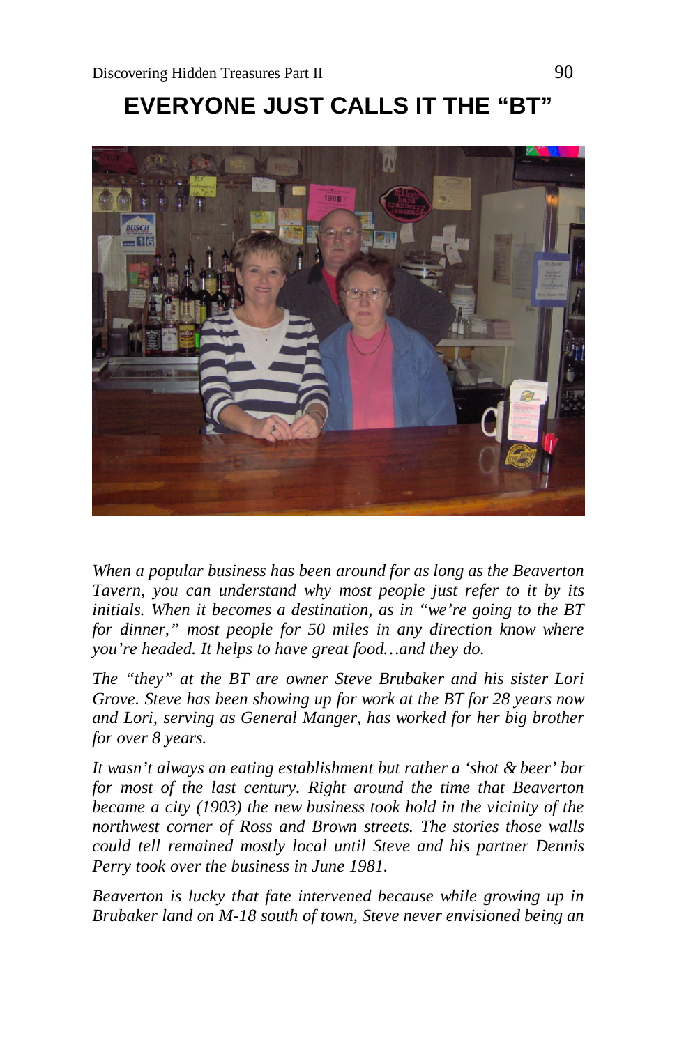# EVERYONE JUST CALLS IT THE "BT"

*When a popular business has been around for as long as the Beaverton Tavern, you can understand why most people just refer to it by its initials. When it becomes a destination, as in "we're going to the BT for dinner," most people for 50 miles in any direction know where you're headed. It helps to have great food…and they do.*

*The "they" at the BT are owner Steve Brubaker and his sister Lori Grove. Steve has been showing up for work at the BT for 28 years now and Lori, serving as General Manger, has worked for her big brother for over 8 years.*

*It wasn't always an eating establishment but rather a 'shot & beer' bar for most of the last century. Right around the time that Beaverton became a city (1903) the new business took hold in the vicinity of the northwest corner of Ross and Brown streets. The stories those walls could tell remained mostly local until Steve and his partner Dennis Perry took over the business in June 1981.*

*Beaverton is lucky that fate intervened because while growing up in Brubaker land on M-18 south of town, Steve never envisioned being an*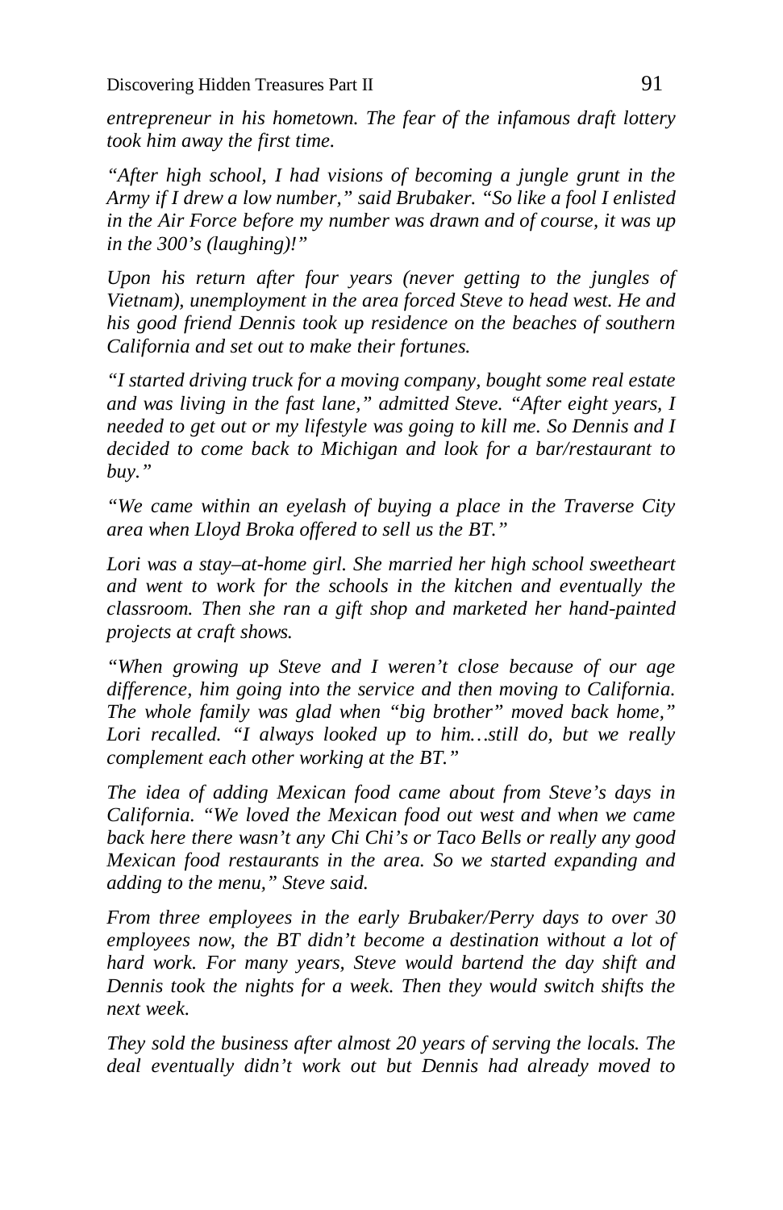*entrepreneur in his hometown. The fear of the infamous draft lottery took him away the first time.*

*"After high school, I had visions of becoming a jungle grunt in the Army if I drew a low number," said Brubaker. "So like a fool I enlisted in the Air Force before my number was drawn and of course, it was up in the 300's (laughing)!"*

*Upon his return after four years (never getting to the jungles of Vietnam), unemployment in the area forced Steve to head west. He and his good friend Dennis took up residence on the beaches of southern California and set out to make their fortunes.*

*"I started driving truck for a moving company, bought some real estate and was living in the fast lane," admitted Steve. "After eight years, I needed to get out or my lifestyle was going to kill me. So Dennis and I decided to come back to Michigan and look for a bar/restaurant to buy."*

*"We came within an eyelash of buying a place in the Traverse City area when Lloyd Broka offered to sell us the BT."*

*Lori was a stay–at-home girl. She married her high school sweetheart and went to work for the schools in the kitchen and eventually the classroom. Then she ran a gift shop and marketed her hand-painted projects at craft shows.*

*"When growing up Steve and I weren't close because of our age difference, him going into the service and then moving to California. The whole family was glad when "big brother" moved back home," Lori recalled. "I always looked up to him…still do, but we really complement each other working at the BT."*

*The idea of adding Mexican food came about from Steve's days in California. "We loved the Mexican food out west and when we came back here there wasn't any Chi Chi's or Taco Bells or really any good Mexican food restaurants in the area. So we started expanding and adding to the menu," Steve said.*

*From three employees in the early Brubaker/Perry days to over 30 employees now, the BT didn't become a destination without a lot of hard work. For many years, Steve would bartend the day shift and Dennis took the nights for a week. Then they would switch shifts the next week.*

*They sold the business after almost 20 years of serving the locals. The deal eventually didn't work out but Dennis had already moved to*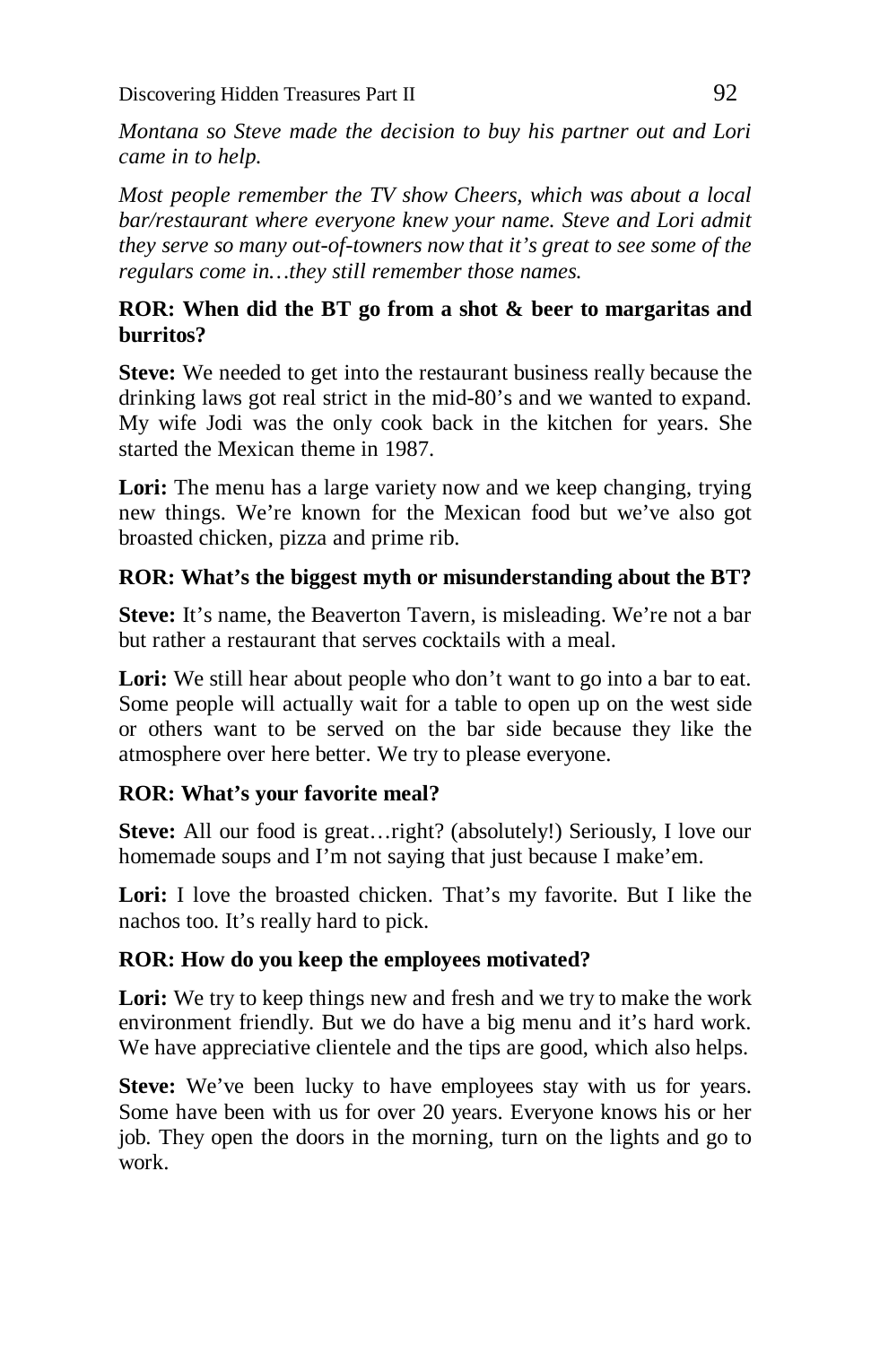*Montana so Steve made the decision to buy his partner out and Lori came in to help.*

*Most people remember the TV show Cheers, which was about a local bar/restaurant where everyone knew your name. Steve and Lori admit they serve so many out-of-towners now that it's great to see some of the regulars come in…they still remember those names.*

**ROR: When did the BT go from a shot & beer to margaritas and burritos?**

**Steve:** We needed to get into the restaurant business really because the drinking laws got real strict in the mid-80's and we wanted to expand. My wife Jodi was the only cook back in the kitchen for years. She started the Mexican theme in 1987.

**Lori:** The menu has a large variety now and we keep changing, trying new things. We're known for the Mexican food but we've also got broasted chicken, pizza and prime rib.

**ROR: What's the biggest myth or misunderstanding about the BT?**

**Steve:** It's name, the Beaverton Tavern, is misleading. We're not a bar but rather a restaurant that serves cocktails with a meal.

**Lori:** We still hear about people who don't want to go into a bar to eat. Some people will actually wait for a table to open up on the west side or others want to be served on the bar side because they like the atmosphere over here better. We try to please everyone.

**ROR: What's your favorite meal?**

**Steve:** All our food is great…right? (absolutely!) Seriously, I love our homemade soups and I'm not saying that just because I make'em.

**Lori:** I love the broasted chicken. That's my favorite. But I like the nachos too. It's really hard to pick.

**ROR: How do you keep the employees motivated?**

**Lori:** We try to keep things new and fresh and we try to make the work environment friendly. But we do have a big menu and it's hard work. We have appreciative clientele and the tips are good, which also helps.

**Steve:** We've been lucky to have employees stay with us for years. Some have been with us for over 20 years. Everyone knows his or her job. They open the doors in the morning, turn on the lights and go to work.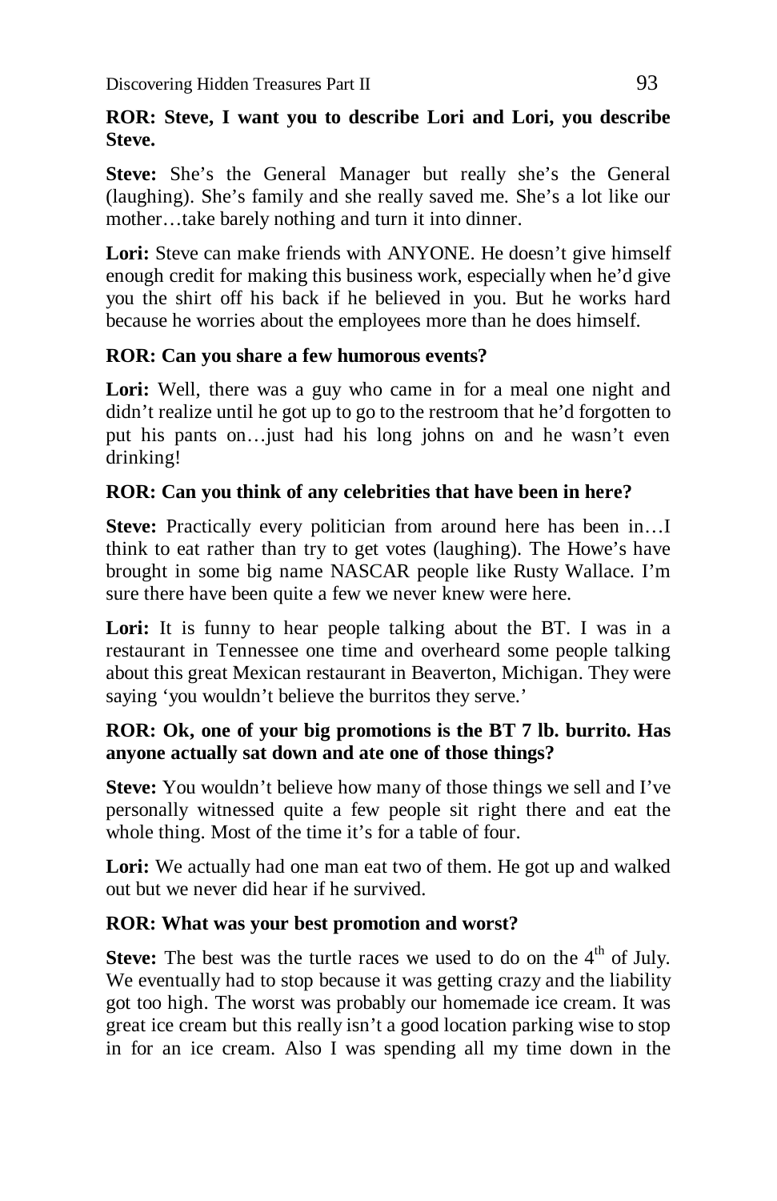**ROR: Steve, I want you to describe Lori and Lori, you describe Steve.**

**Steve:** She's the General Manager but really she's the General (laughing). She's family and she really saved me. She's a lot like our mother…take barely nothing and turn it into dinner.

**Lori:** Steve can make friends with ANYONE. He doesn't give himself enough credit for making this business work, especially when he'd give you the shirt off his back if he believed in you. But he works hard because he worries about the employees more than he does himself.

**ROR: Can you share a few humorous events?**

**Lori:** Well, there was a guy who came in for a meal one night and didn't realize until he got up to go to the restroom that he'd forgotten to put his pants on…just had his long johns on and he wasn't even drinking!

**ROR: Can you think of any celebrities that have been in here?**

**Steve:** Practically every politician from around here has been in…I think to eat rather than try to get votes (laughing). The Howe's have brought in some big name NASCAR people like Rusty Wallace. I'm sure there have been quite a few we never knew were here.

**Lori:** It is funny to hear people talking about the BT. I was in a restaurant in Tennessee one time and overheard some people talking about this great Mexican restaurant in Beaverton, Michigan. They were saying 'you wouldn't believe the burritos they serve.'

**ROR: Ok, one of your big promotions is the BT 7 lb. burrito. Has anyone actually sat down and ate one of those things?**

**Steve:** You wouldn't believe how many of those things we sell and I've personally witnessed quite a few people sit right there and eat the whole thing. Most of the time it's for a table of four.

**Lori:** We actually had one man eat two of them. He got up and walked out but we never did hear if he survived.

**ROR: What was your best promotion and worst?**

**Steve:** The best was the turtle races we used to do on the 4th of July. We eventually had to stop because it was getting crazy and the liability got too high. The worst was probably our homemade ice cream. It was great ice cream but this really isn't a good location parking wise to stop in for an ice cream. Also I was spending all my time down in the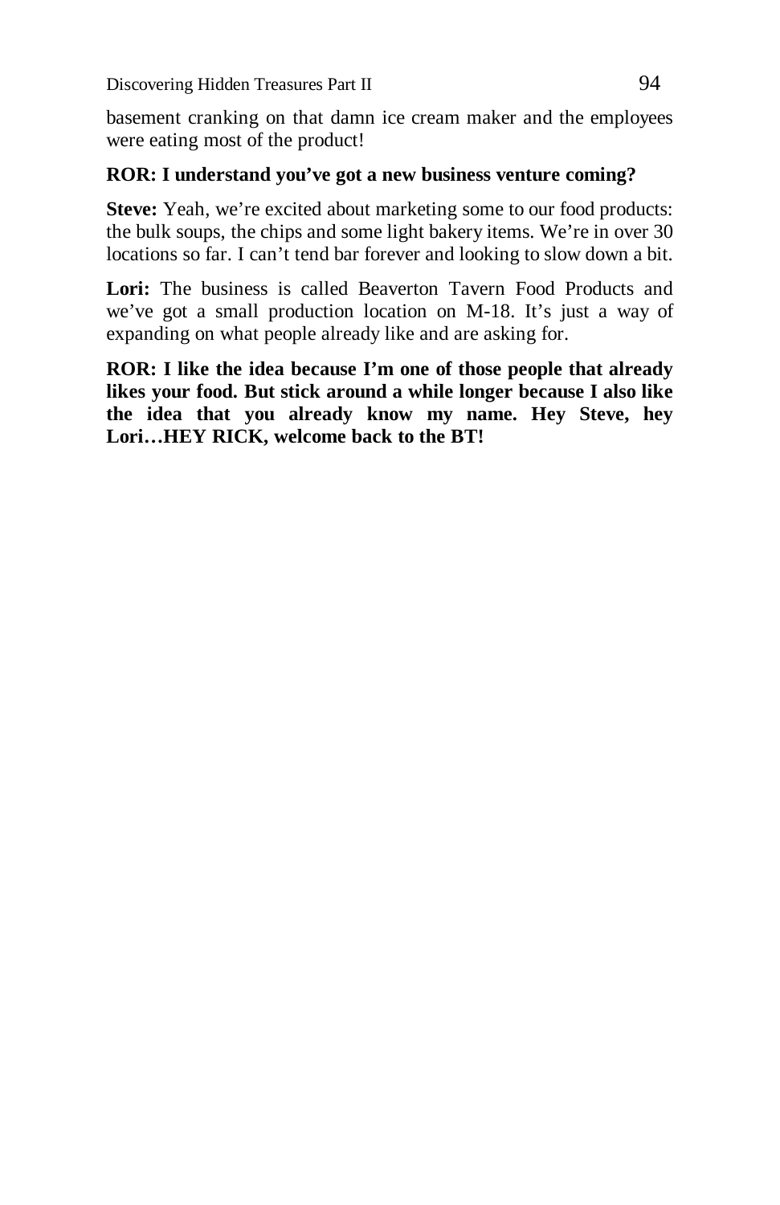basement cranking on that damn ice cream maker and the employees were eating most of the product!

**ROR: I understand you've got a new business venture coming?**

**Steve:** Yeah, we're excited about marketing some to our food products: the bulk soups, the chips and some light bakery items. We're in over 30 locations so far. I can't tend bar forever and looking to slow down a bit.

**Lori:** The business is called Beaverton Tavern Food Products and we've got a small production location on M-18. It's just a way of expanding on what people already like and are asking for.

**ROR: I like the idea because I'm one of those people that already likes your food. But stick around a while longer because I also like the idea that you already know my name. Hey Steve, hey Lori…HEY RICK, welcome back to the BT!**